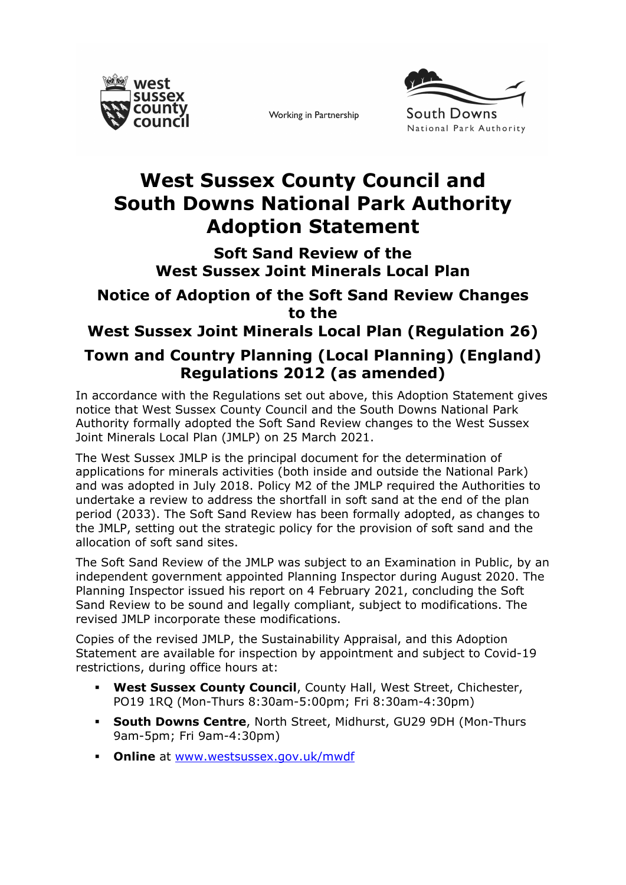west sussex county council

Working in Partnership

South Downs National Park Authority

# West Sussex County Council and South Downs National Park Authority Adoption Statement

## Soft Sand Review of the West Sussex Joint Minerals Local Plan

## Notice of Adoption of the Soft Sand Review Changes to the West Sussex Joint Minerals Local Plan (Regulation 26)

## Town and Country Planning (Local Planning) (England) Regulations 2012 (as amended)

In accordance with the Regulations set out above, this Adoption Statement gives notice that West Sussex County Council and the South Downs National Park Authority formally adopted the Soft Sand Review changes to the West Sussex Joint Minerals Local Plan (JMLP) on 25 March 2021.

The West Sussex JMLP is the principal document for the determination of applications for minerals activities (both inside and outside the National Park) and was adopted in July 2018. Policy M2 of the JMLP required the Authorities to undertake a review to address the shortfall in soft sand at the end of the plan period (2033). The Soft Sand Review has been formally adopted, as changes to the JMLP, setting out the strategic policy for the provision of soft sand and the allocation of soft sand sites.

The Soft Sand Review of the JMLP was subject to an Examination in Public, by an independent government appointed Planning Inspector during August 2020. The Planning Inspector issued his report on 4 February 2021, concluding the Soft Sand Review to be sound and legally compliant, subject to modifications. The revised JMLP incorporate these modifications.

Copies of the revised JMLP, the Sustainability Appraisal, and this Adoption Statement are available for inspection by appointment and subject to Covid-19 restrictions, during office hours at:

- **West Sussex County Council**, County Hall, West Street, Chichester, PO19 1RQ (Mon-Thurs 8:30am-5:00pm; Fri 8:30am-4:30pm)
- **South Downs Centre**, North Street, Midhurst, GU29 9DH (Mon-Thurs 9am-5pm; Fri 9am-4:30pm)
- **Online** at [www.westsussex.gov.uk/mwdf](www.westsussex.gov.uk/mwdf)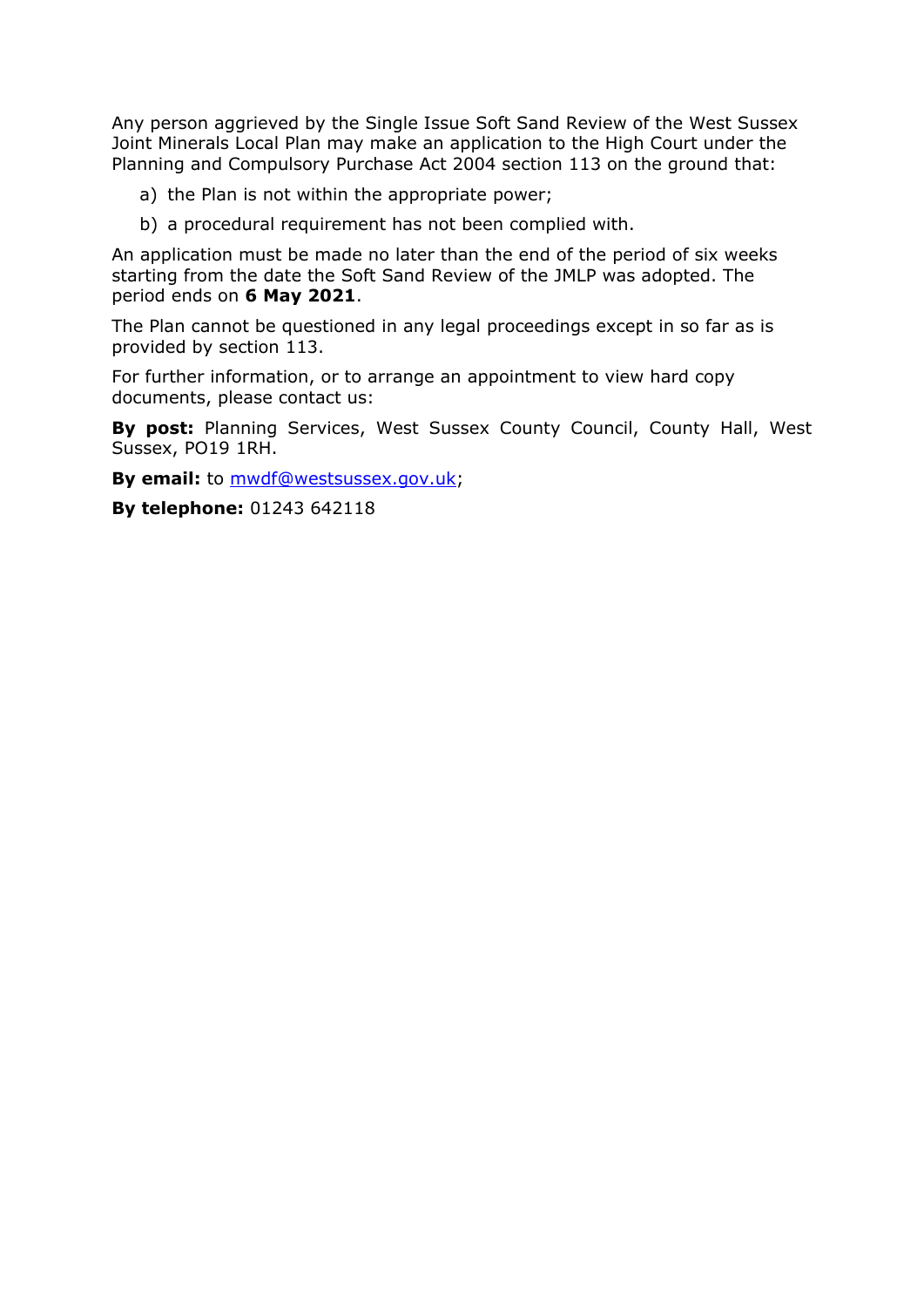Any person aggrieved by the Single Issue Soft Sand Review of the West Sussex Joint Minerals Local Plan may make an application to the High Court under the Planning and Compulsory Purchase Act 2004 section 113 on the ground that:

a) the Plan is not within the appropriate power;

b) a procedural requirement has not been complied with.

An application must be made no later than the end of the period of six weeks starting from the date the Soft Sand Review of the JMLP was adopted. The period ends on **6 May 2021**.

The Plan cannot be questioned in any legal proceedings except in so far as is provided by section 113.

For further information, or to arrange an appointment to view hard copy documents, please contact us:

**By post:** Planning Services, West Sussex County Council, County Hall, West Sussex, PO19 1RH.

**By email:** to mwdf@westsussex.gov.uk;

**By telephone:** 01243 642118